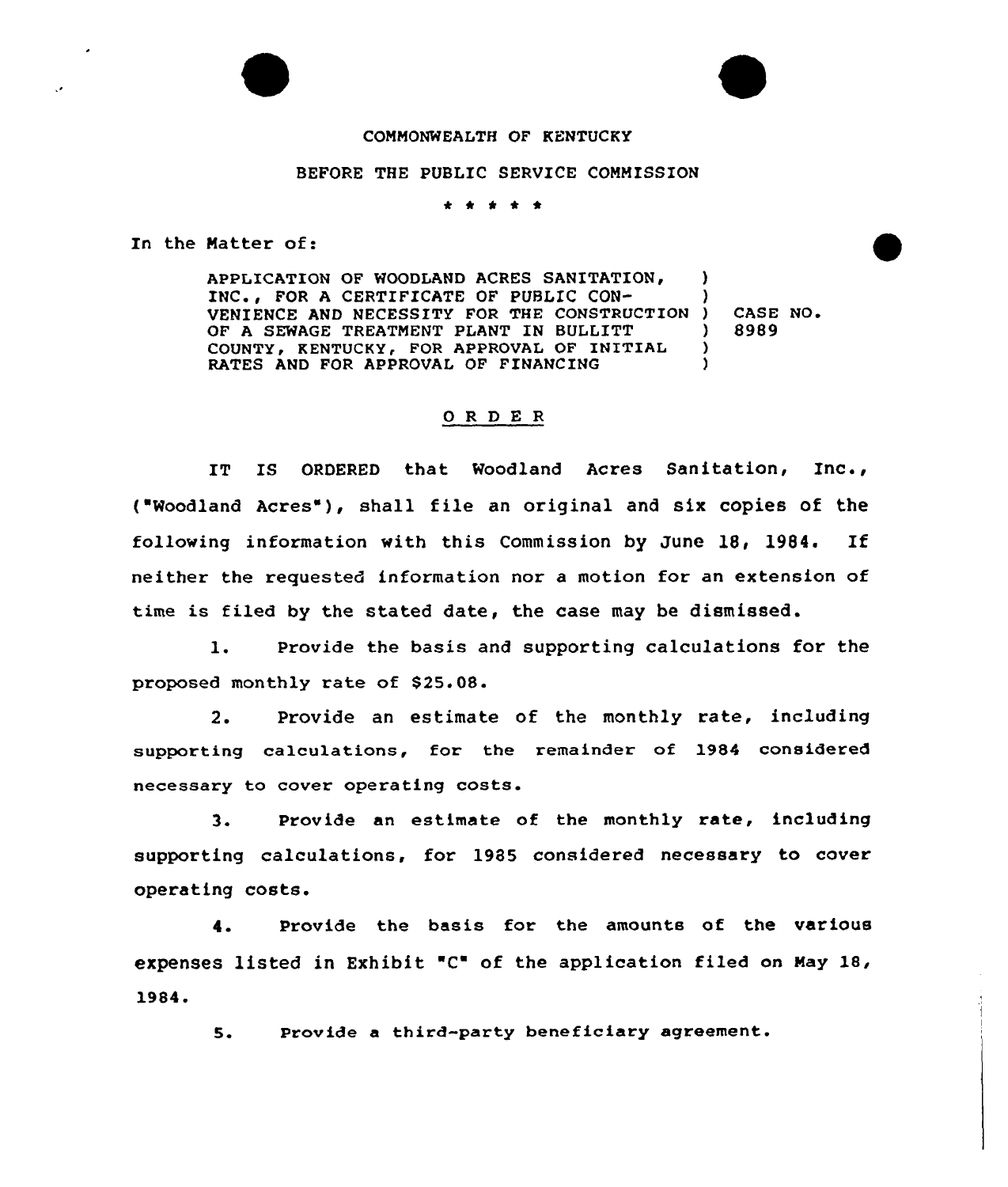COMMONWEALTH OF KENTUCKY

BEFORE THE PUBLIC SERVICE COMMISSION

\* \* \* \* \*

In the Matter of:

APPLICATION OF WOODLAND ACRES SANITATION, INC., FOR A CERTIFICATE OF PUBLIC CONVENIENCE AND NECESSITY FOR THE CONSTRUCTION OF A SEWAGE TREATMENT PLANT IN BULLITT COUNTY, KENTUCKY, FOR APPROVAL OF INITIAL RATES AND FOR APPROVAL OF FINANCING ) CASE NO. 8989

## O R D E R

IT IS ORDERED that Woodland Acres Sanitation, Inc., ("Woodland Acres"), shall file an original and six copies of the following information with this Commission by June 18, 1984. If neither the requested information nor a motion for an extension of time is filed by the stated date, the case may be dismissed.

1. Provide the basis and supporting calculations for the proposed monthly rate of $25.08.

2. Provide an estimate of the monthly rate, including supporting calculations, for the remainder of 1984 considered necessary to cover operating costs.

3. Provide an estimate of the monthly rate, including supporting calculations, for 1985 considered necessary to cover operating costs.

4. Provide the basis for the amounts of the various expenses listed in Exhibit "C" of the application filed on May 18, 1984.

5. Provide a third-party beneficiary agreement.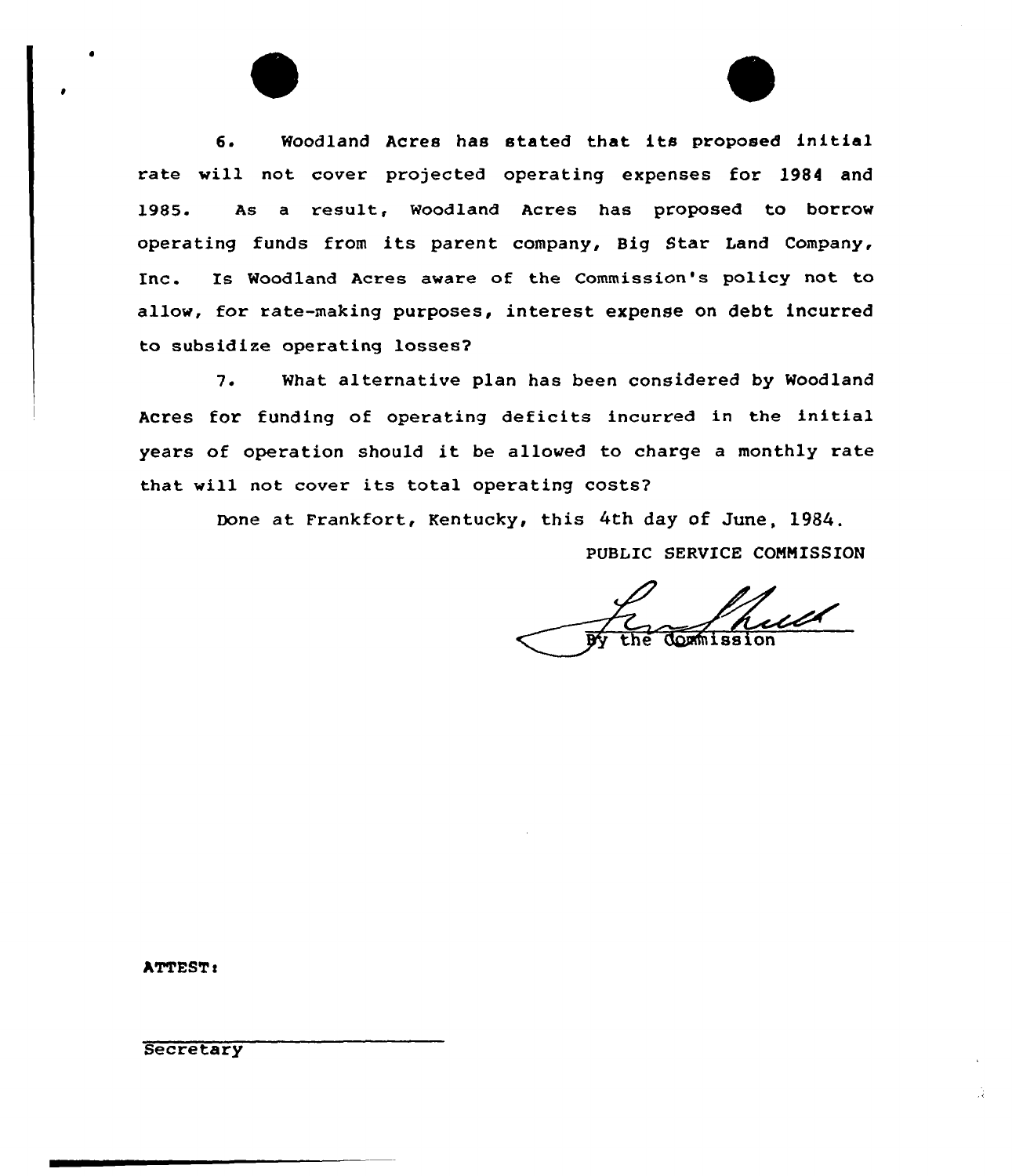6. Woodland Acres has stated that its proposed initial rate will not cover projected operating expenses for 1984 and 1985. As a result, Woodland Acres has proposed to borrow operating funds from its parent company, Big Star Land Company, Inc. Is Woodland Acres aware of the Commission's policy not to allow, for rate-making purposes, interest expense on debt incurred to subsidize operating losses?

7. What alternative plan has been considered by Woodland Acres for funding of operating deficits incurred in the initial years of operation should it be allowed to charge a monthly rate that will not cover its total operating costs?

Done at Frankfort, Kentucky, this 4th day of June, 1984.

PUBLIC SERVICE COMMISSION

By the Commission

ATTEST:

Secretary